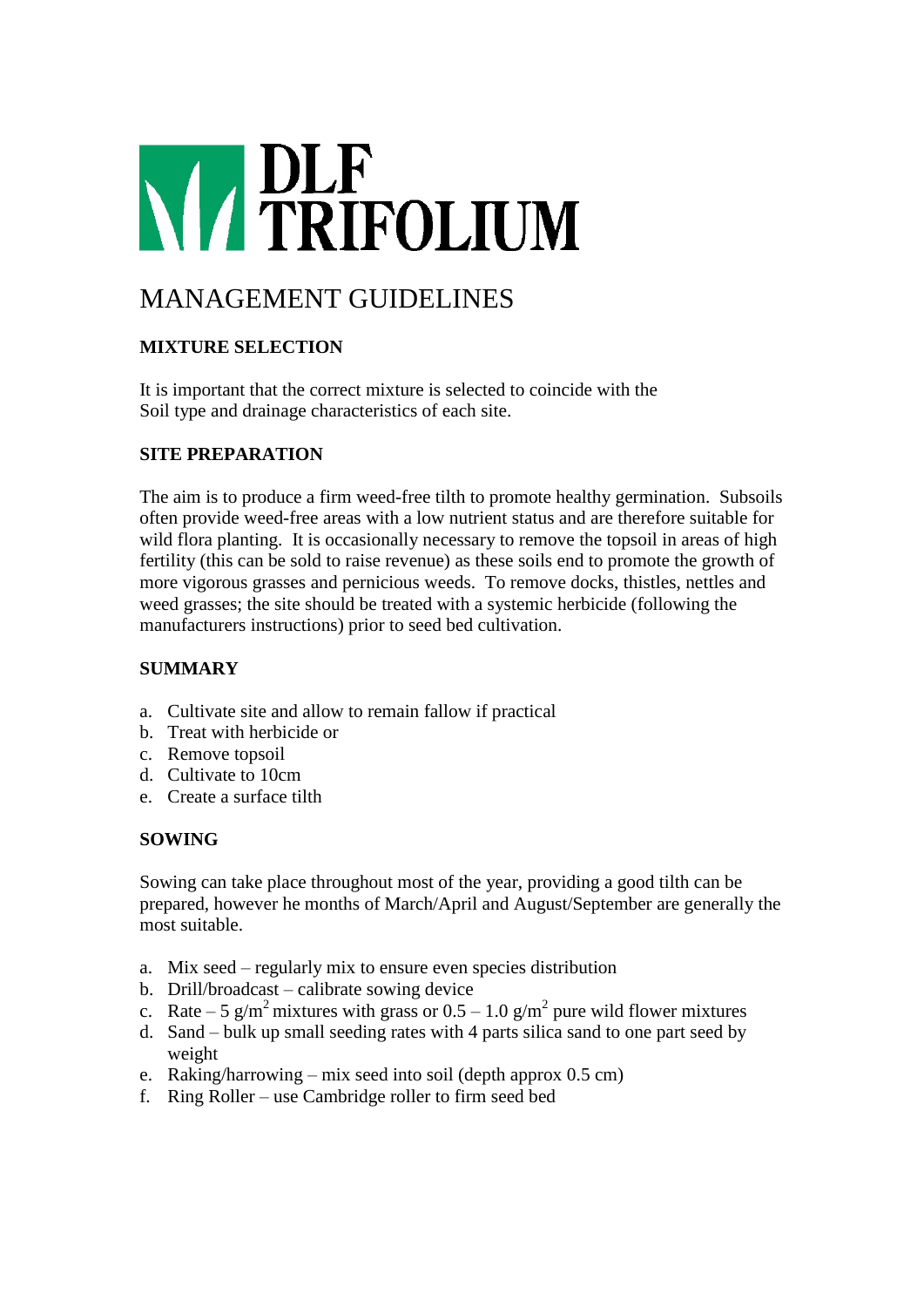# DLF TRIFOLIUM

## MANAGEMENT GUIDELINES

### MIXTURE SELECTION

It is important that the correct mixture is selected to coincide with the Soil type and drainage characteristics of each site.

### SITE PREPARATION

The aim is to produce a firm weed-free tilth to promote healthy germination. Subsoils often provide weed-free areas with a low nutrient status and are therefore suitable for wild flora planting. It is occasionally necessary to remove the topsoil in areas of high fertility (this can be sold to raise revenue) as these soils end to promote the growth of more vigorous grasses and pernicious weeds. To remove docks, thistles, nettles and weed grasses; the site should be treated with a systemic herbicide (following the manufacturers instructions) prior to seed bed cultivation.

### SUMMARY

a. Cultivate site and allow to remain fallow if practical
b. Treat with herbicide or
c. Remove topsoil
d. Cultivate to 10cm
e. Create a surface tilth

### SOWING

Sowing can take place throughout most of the year, providing a good tilth can be prepared, however he months of March/April and August/September are generally the most suitable.

a. Mix seed – regularly mix to ensure even species distribution
b. Drill/broadcast – calibrate sowing device
c. Rate – 5 g/$m^2$ mixtures with grass or 0.5 – 1.0 g/$m^2$ pure wild flower mixtures
d. Sand – bulk up small seeding rates with 4 parts silica sand to one part seed by weight
e. Raking/harrowing – mix seed into soil (depth approx 0.5 cm)
f. Ring Roller – use Cambridge roller to firm seed bed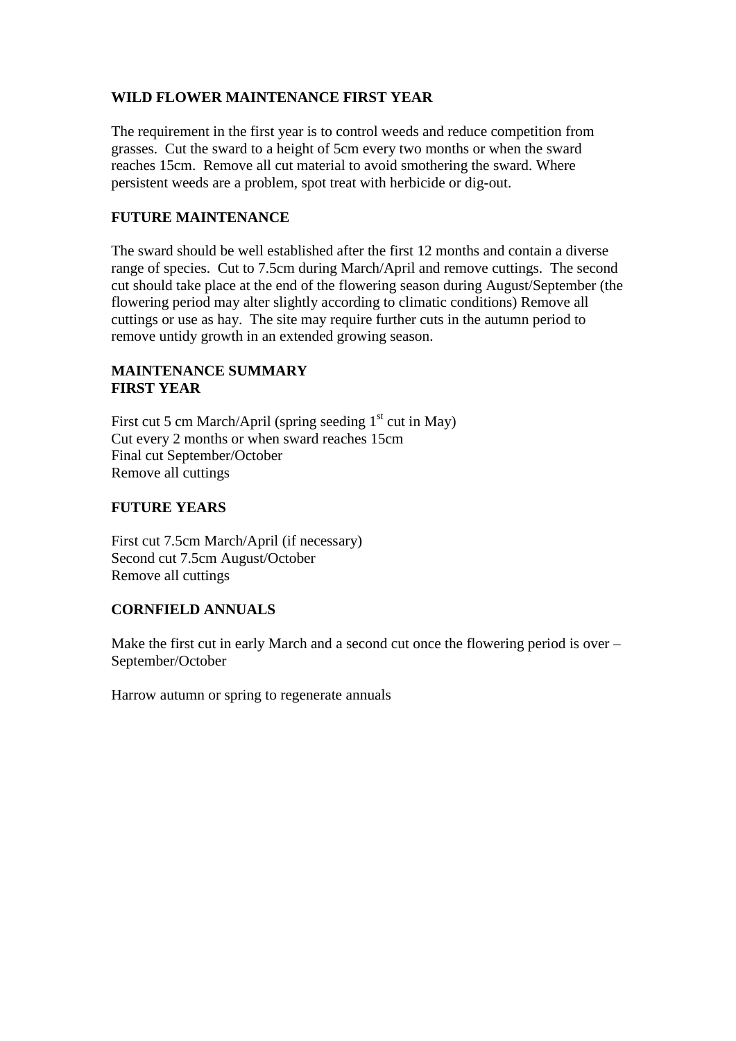**WILD FLOWER MAINTENANCE FIRST YEAR**

The requirement in the first year is to control weeds and reduce competition from grasses. Cut the sward to a height of 5cm every two months or when the sward reaches 15cm. Remove all cut material to avoid smothering the sward. Where persistent weeds are a problem, spot treat with herbicide or dig-out.

**FUTURE MAINTENANCE**

The sward should be well established after the first 12 months and contain a diverse range of species. Cut to 7.5cm during March/April and remove cuttings. The second cut should take place at the end of the flowering season during August/September (the flowering period may alter slightly according to climatic conditions) Remove all cuttings or use as hay. The site may require further cuts in the autumn period to remove untidy growth in an extended growing season.

**MAINTENANCE SUMMARY**
**FIRST YEAR**

First cut 5 cm March/April (spring seeding 1st cut in May)
Cut every 2 months or when sward reaches 15cm
Final cut September/October
Remove all cuttings

**FUTURE YEARS**

First cut 7.5cm March/April (if necessary)
Second cut 7.5cm August/October
Remove all cuttings

**CORNFIELD ANNUALS**

Make the first cut in early March and a second cut once the flowering period is over – September/October

Harrow autumn or spring to regenerate annuals